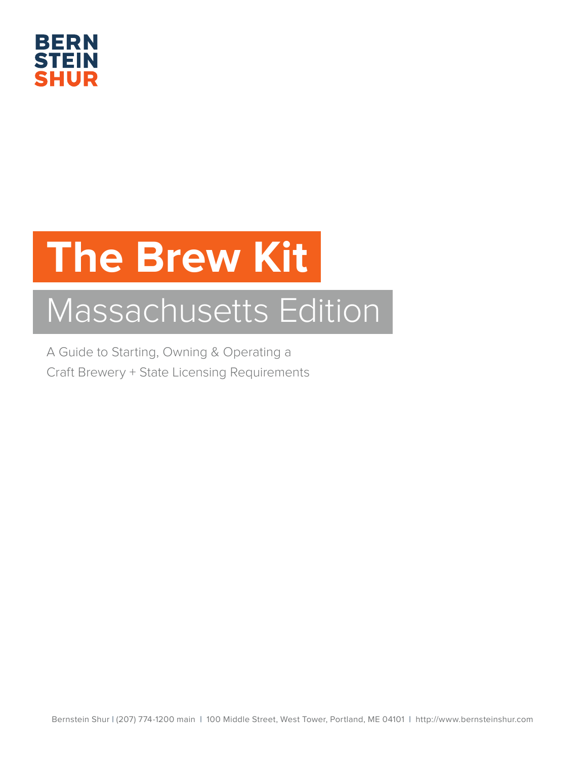BERNSTEIN SHUR

# The Brew Kit

## Massachusetts Edition

A Guide to Starting, Owning & Operating a Craft Brewery + State Licensing Requirements

Bernstein Shur | (207) 774-1200 main | 100 Middle Street, West Tower, Portland, ME 04101 | http://www.bernsteinshur.com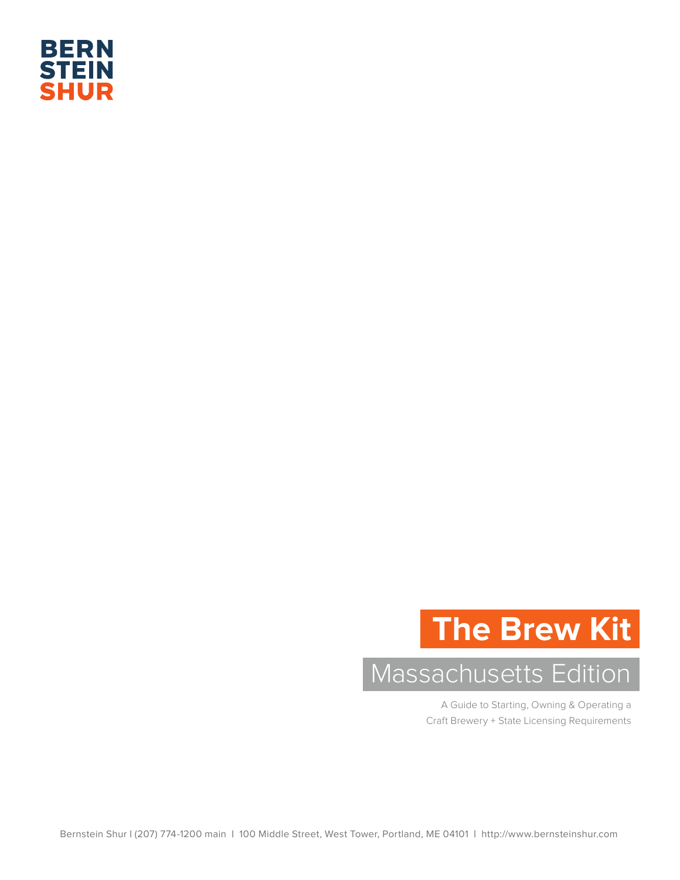BERNSTEIN SHUR

# The Brew Kit

## Massachusetts Edition

A Guide to Starting, Owning & Operating a Craft Brewery + State Licensing Requirements

Bernstein Shur | (207) 774-1200 main | 100 Middle Street, West Tower, Portland, ME 04101 | http://www.bernsteinshur.com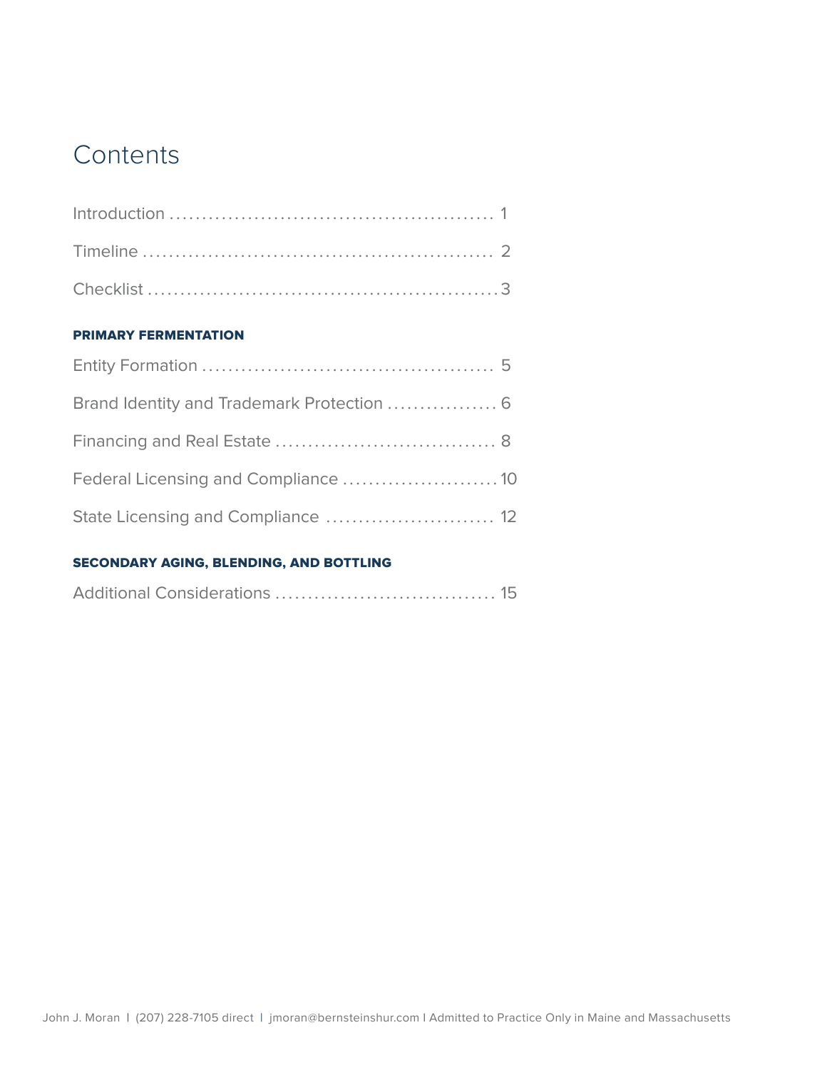# Contents

Introduction ................................................. 1

Timeline ..................................................... 2

Checklist .....................................................3

### PRIMARY FERMENTATION

Entity Formation ............................................ 5

Brand Identity and Trademark Protection ................. 6

Financing and Real Estate ................................. 8

Federal Licensing and Compliance ........................ 10

State Licensing and Compliance .......................... 12

### SECONDARY AGING, BLENDING, AND BOTTLING

Additional Considerations ................................. 15

John J. Moran I (207) 228-7105 direct I jmoran@bernsteinshur.com I Admitted to Practice Only in Maine and Massachusetts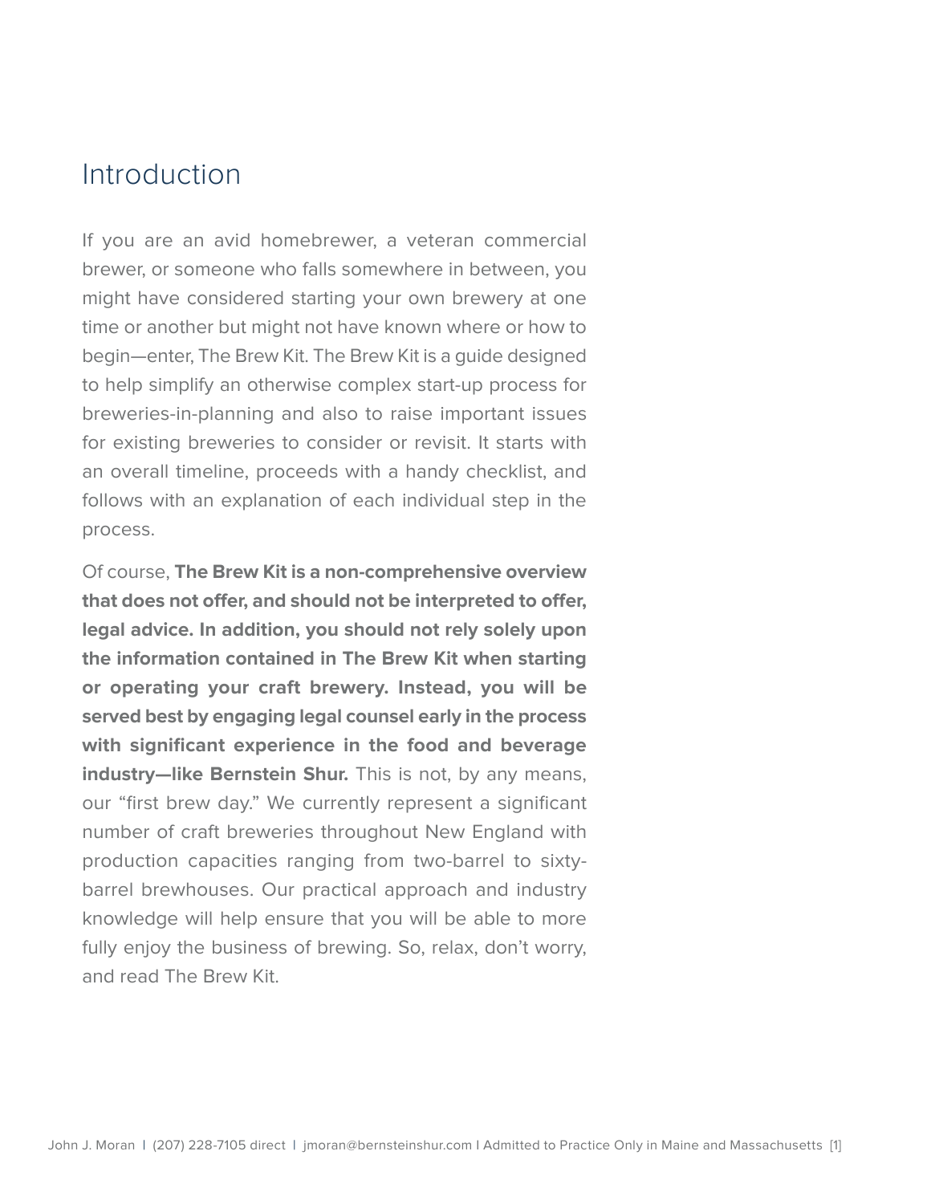# Introduction

If you are an avid homebrewer, a veteran commercial brewer, or someone who falls somewhere in between, you might have considered starting your own brewery at one time or another but might not have known where or how to begin—enter, The Brew Kit. The Brew Kit is a guide designed to help simplify an otherwise complex start-up process for breweries-in-planning and also to raise important issues for existing breweries to consider or revisit. It starts with an overall timeline, proceeds with a handy checklist, and follows with an explanation of each individual step in the process.

Of course, **The Brew Kit is a non-comprehensive overview that does not offer, and should not be interpreted to offer, legal advice. In addition, you should not rely solely upon the information contained in The Brew Kit when starting or operating your craft brewery. Instead, you will be served best by engaging legal counsel early in the process with significant experience in the food and beverage industry—like Bernstein Shur.** This is not, by any means, our "first brew day." We currently represent a significant number of craft breweries throughout New England with production capacities ranging from two-barrel to sixty-barrel brewhouses. Our practical approach and industry knowledge will help ensure that you will be able to more fully enjoy the business of brewing. So, relax, don't worry, and read The Brew Kit.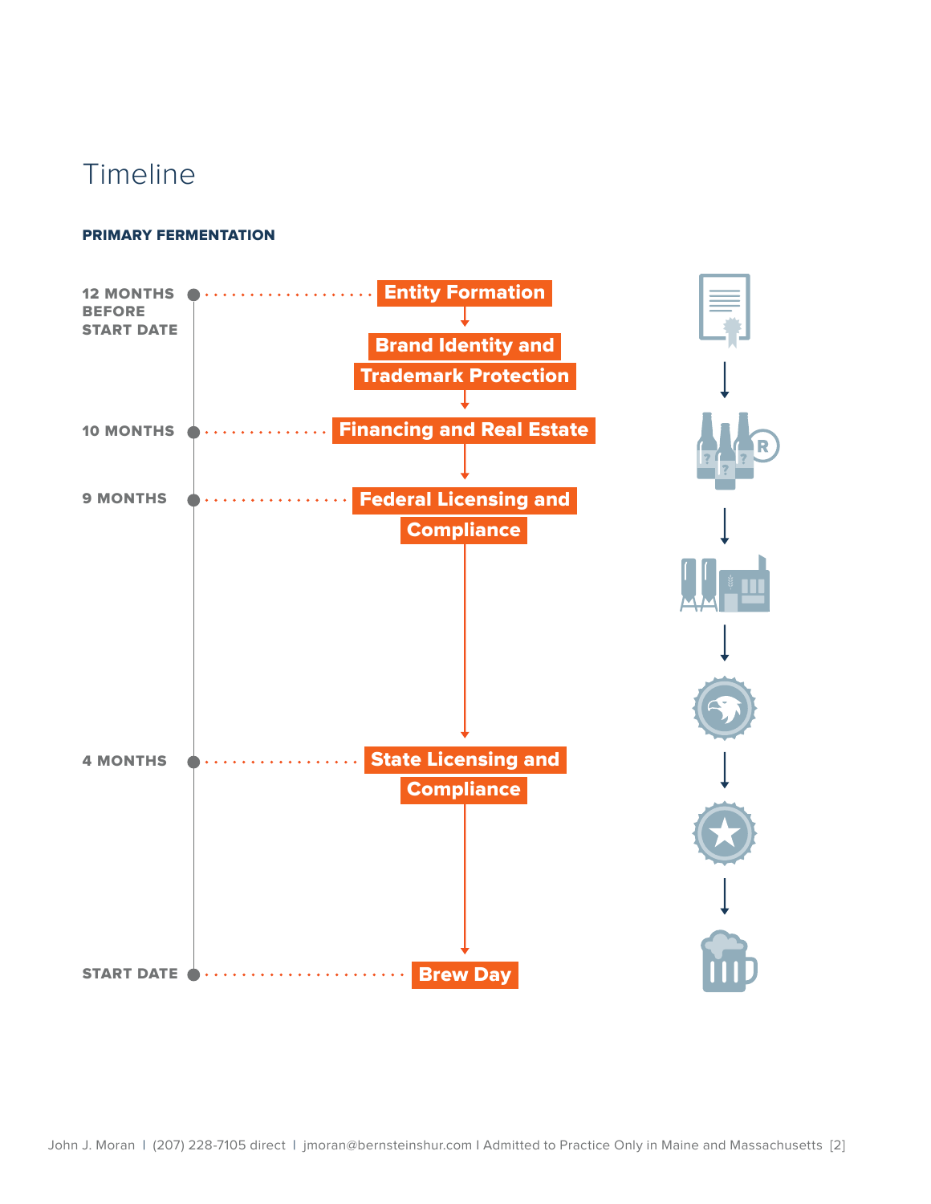# Timeline

**PRIMARY FERMENTATION**

**12 MONTHS BEFORE START DATE** — **Entity Formation**

**Brand Identity and Trademark Protection**

**10 MONTHS** — **Financing and Real Estate**

**9 MONTHS** — **Federal Licensing and Compliance**

**4 MONTHS** — **State Licensing and Compliance**

**START DATE** — **Brew Day**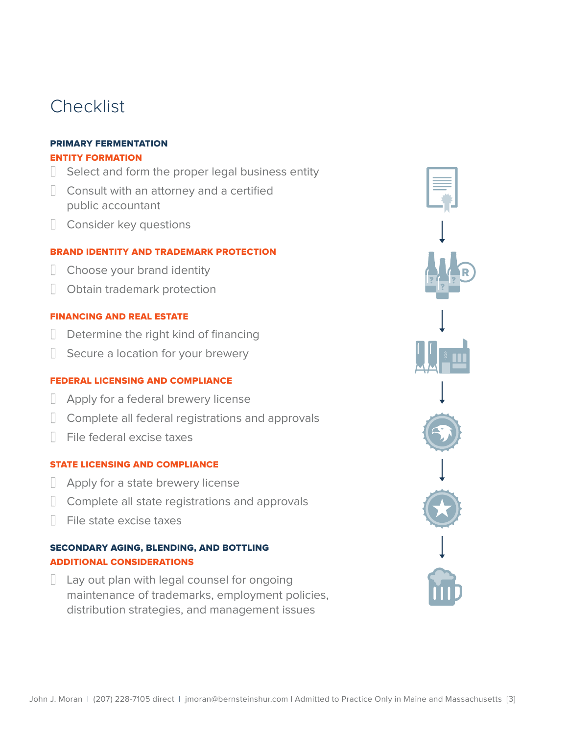# Checklist

**PRIMARY FERMENTATION**

### ENTITY FORMATION

- [ ] Select and form the proper legal business entity
- [ ] Consult with an attorney and a certified public accountant
- [ ] Consider key questions

### BRAND IDENTITY AND TRADEMARK PROTECTION

- [ ] Choose your brand identity
- [ ] Obtain trademark protection

### FINANCING AND REAL ESTATE

- [ ] Determine the right kind of financing
- [ ] Secure a location for your brewery

### FEDERAL LICENSING AND COMPLIANCE

- [ ] Apply for a federal brewery license
- [ ] Complete all federal registrations and approvals
- [ ] File federal excise taxes

### STATE LICENSING AND COMPLIANCE

- [ ] Apply for a state brewery license
- [ ] Complete all state registrations and approvals
- [ ] File state excise taxes

**SECONDARY AGING, BLENDING, AND BOTTLING**

### ADDITIONAL CONSIDERATIONS

- [ ] Lay out plan with legal counsel for ongoing maintenance of trademarks, employment policies, distribution strategies, and management issues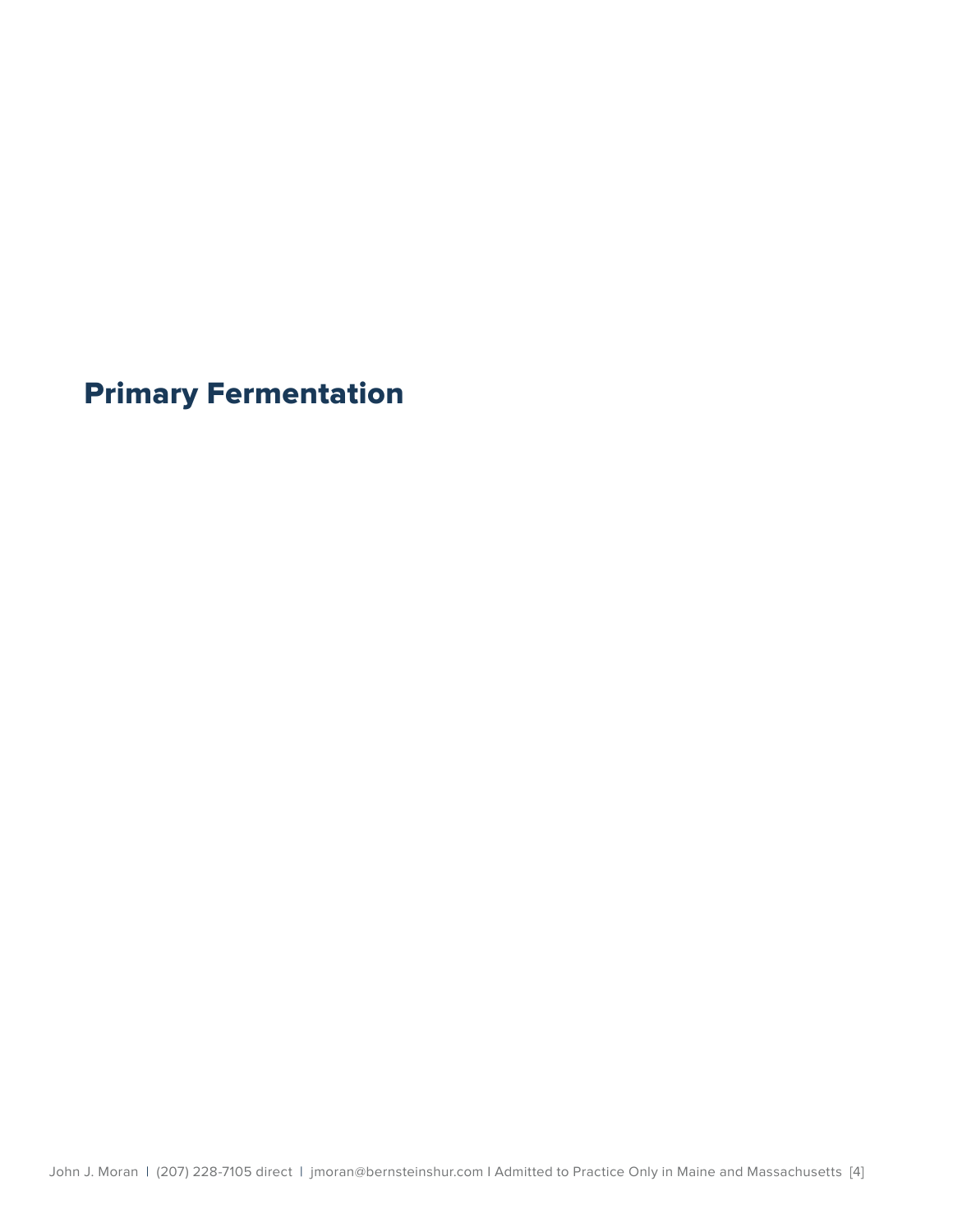# Primary Fermentation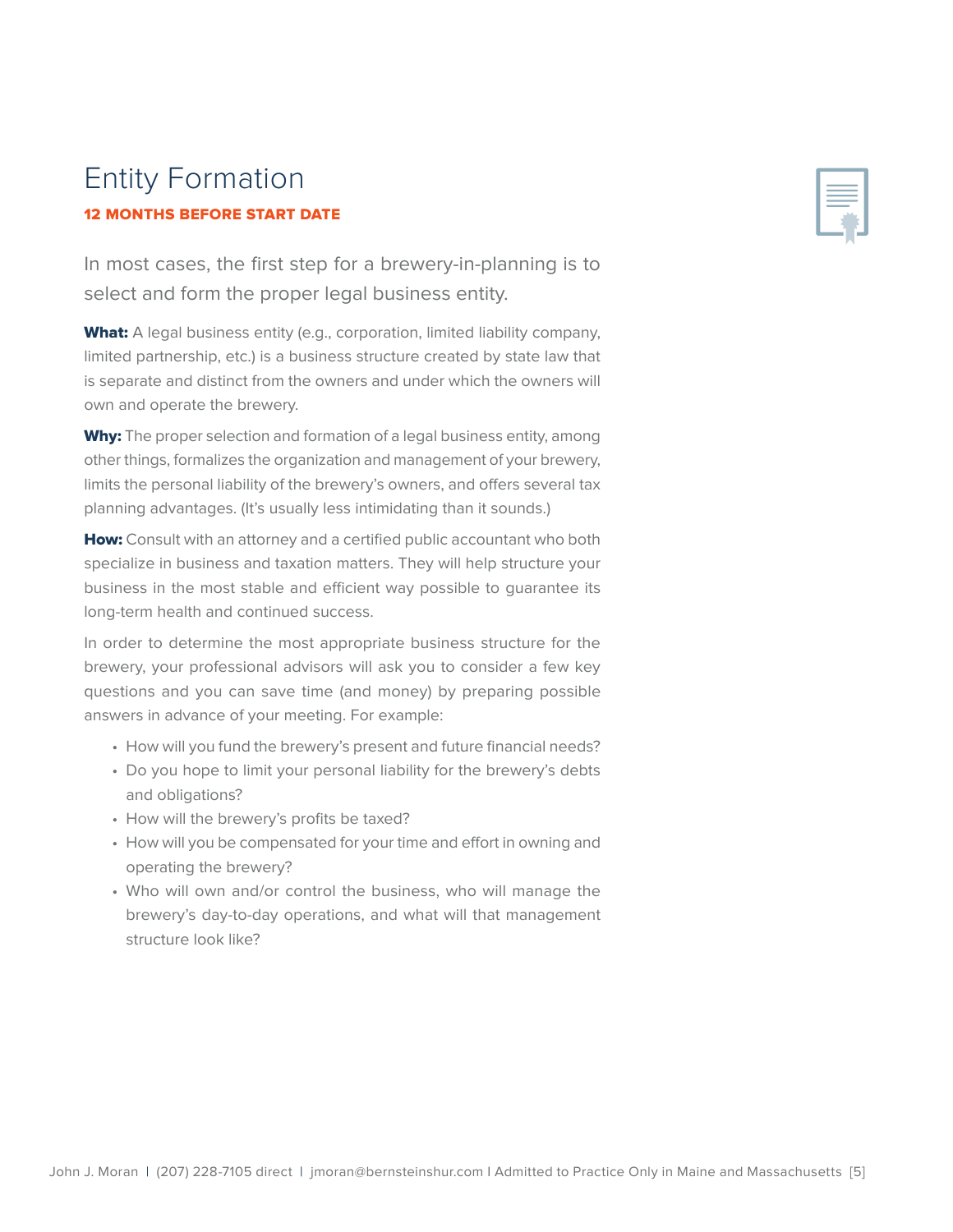# Entity Formation

**12 MONTHS BEFORE START DATE**

In most cases, the first step for a brewery-in-planning is to select and form the proper legal business entity.

**What:** A legal business entity (e.g., corporation, limited liability company, limited partnership, etc.) is a business structure created by state law that is separate and distinct from the owners and under which the owners will own and operate the brewery.

**Why:** The proper selection and formation of a legal business entity, among other things, formalizes the organization and management of your brewery, limits the personal liability of the brewery's owners, and offers several tax planning advantages. (It's usually less intimidating than it sounds.)

**How:** Consult with an attorney and a certified public accountant who both specialize in business and taxation matters. They will help structure your business in the most stable and efficient way possible to guarantee its long-term health and continued success.

In order to determine the most appropriate business structure for the brewery, your professional advisors will ask you to consider a few key questions and you can save time (and money) by preparing possible answers in advance of your meeting. For example:

- How will you fund the brewery's present and future financial needs?
- Do you hope to limit your personal liability for the brewery's debts and obligations?
- How will the brewery's profits be taxed?
- How will you be compensated for your time and effort in owning and operating the brewery?
- Who will own and/or control the business, who will manage the brewery's day-to-day operations, and what will that management structure look like?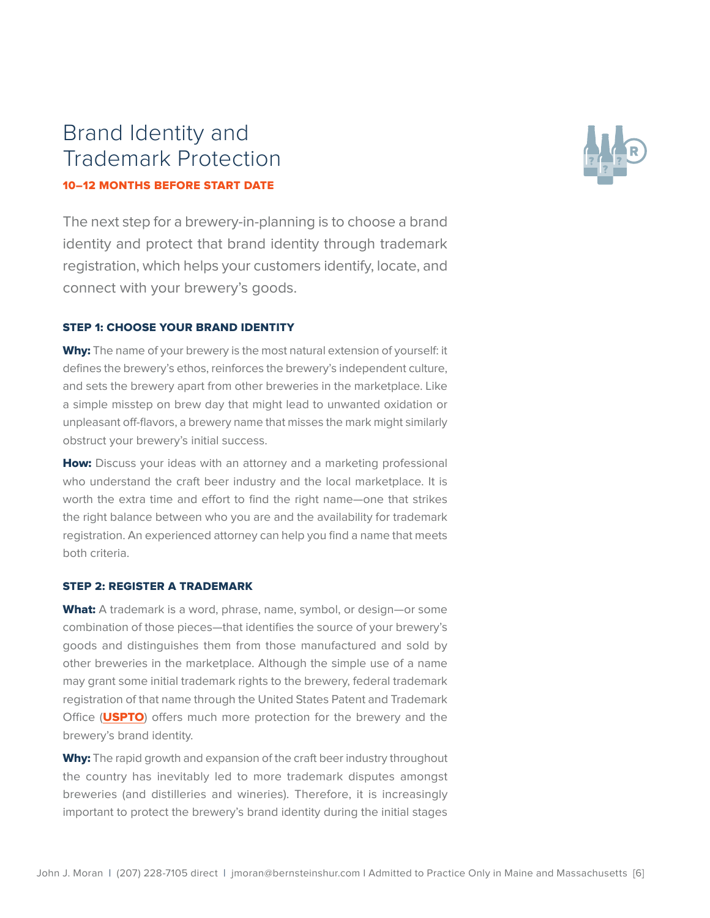# Brand Identity and Trademark Protection

**10–12 MONTHS BEFORE START DATE**

The next step for a brewery-in-planning is to choose a brand identity and protect that brand identity through trademark registration, which helps your customers identify, locate, and connect with your brewery's goods.

### STEP 1: CHOOSE YOUR BRAND IDENTITY

**Why:** The name of your brewery is the most natural extension of yourself: it defines the brewery's ethos, reinforces the brewery's independent culture, and sets the brewery apart from other breweries in the marketplace. Like a simple misstep on brew day that might lead to unwanted oxidation or unpleasant off-flavors, a brewery name that misses the mark might similarly obstruct your brewery's initial success.

**How:** Discuss your ideas with an attorney and a marketing professional who understand the craft beer industry and the local marketplace. It is worth the extra time and effort to find the right name—one that strikes the right balance between who you are and the availability for trademark registration. An experienced attorney can help you find a name that meets both criteria.

### STEP 2: REGISTER A TRADEMARK

**What:** A trademark is a word, phrase, name, symbol, or design—or some combination of those pieces—that identifies the source of your brewery's goods and distinguishes them from those manufactured and sold by other breweries in the marketplace. Although the simple use of a name may grant some initial trademark rights to the brewery, federal trademark registration of that name through the United States Patent and Trademark Office (**USPTO**) offers much more protection for the brewery and the brewery's brand identity.

**Why:** The rapid growth and expansion of the craft beer industry throughout the country has inevitably led to more trademark disputes amongst breweries (and distilleries and wineries). Therefore, it is increasingly important to protect the brewery's brand identity during the initial stages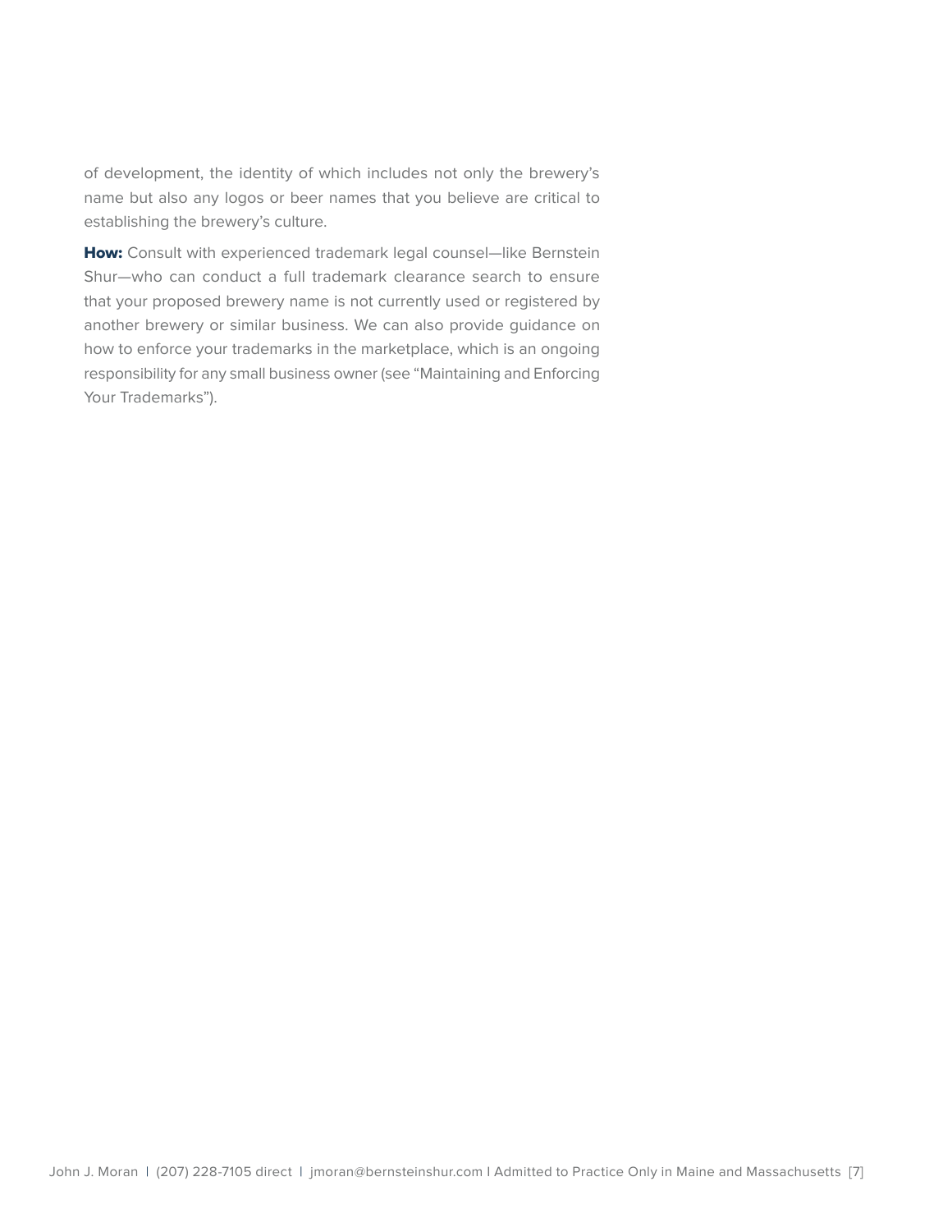of development, the identity of which includes not only the brewery's name but also any logos or beer names that you believe are critical to establishing the brewery's culture.

**How:** Consult with experienced trademark legal counsel—like Bernstein Shur—who can conduct a full trademark clearance search to ensure that your proposed brewery name is not currently used or registered by another brewery or similar business. We can also provide guidance on how to enforce your trademarks in the marketplace, which is an ongoing responsibility for any small business owner (see "Maintaining and Enforcing Your Trademarks").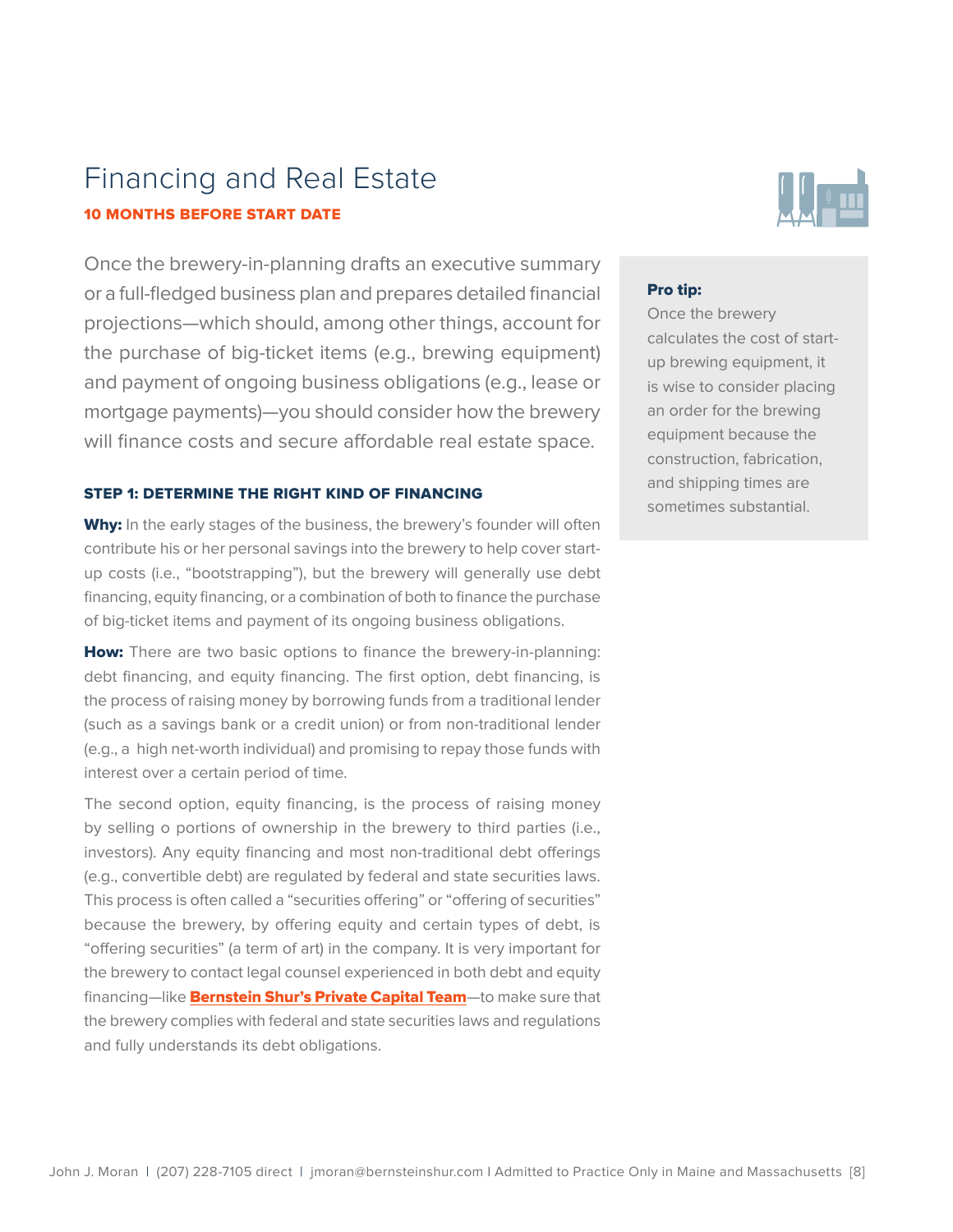# Financing and Real Estate

**10 MONTHS BEFORE START DATE**

Once the brewery-in-planning drafts an executive summary or a full-fledged business plan and prepares detailed financial projections—which should, among other things, account for the purchase of big-ticket items (e.g., brewing equipment) and payment of ongoing business obligations (e.g., lease or mortgage payments)—you should consider how the brewery will finance costs and secure affordable real estate space.

> **Pro tip:**
> Once the brewery calculates the cost of start-up brewing equipment, it is wise to consider placing an order for the brewing equipment because the construction, fabrication, and shipping times are sometimes substantial.

### STEP 1: DETERMINE THE RIGHT KIND OF FINANCING

**Why:** In the early stages of the business, the brewery's founder will often contribute his or her personal savings into the brewery to help cover start-up costs (i.e., "bootstrapping"), but the brewery will generally use debt financing, equity financing, or a combination of both to finance the purchase of big-ticket items and payment of its ongoing business obligations.

**How:** There are two basic options to finance the brewery-in-planning: debt financing, and equity financing. The first option, debt financing, is the process of raising money by borrowing funds from a traditional lender (such as a savings bank or a credit union) or from non-traditional lender (e.g., a high net-worth individual) and promising to repay those funds with interest over a certain period of time.

The second option, equity financing, is the process of raising money by selling o portions of ownership in the brewery to third parties (i.e., investors). Any equity financing and most non-traditional debt offerings (e.g., convertible debt) are regulated by federal and state securities laws. This process is often called a "securities offering" or "offering of securities" because the brewery, by offering equity and certain types of debt, is "offering securities" (a term of art) in the company. It is very important for the brewery to contact legal counsel experienced in both debt and equity financing—like **Bernstein Shur's Private Capital Team**—to make sure that the brewery complies with federal and state securities laws and regulations and fully understands its debt obligations.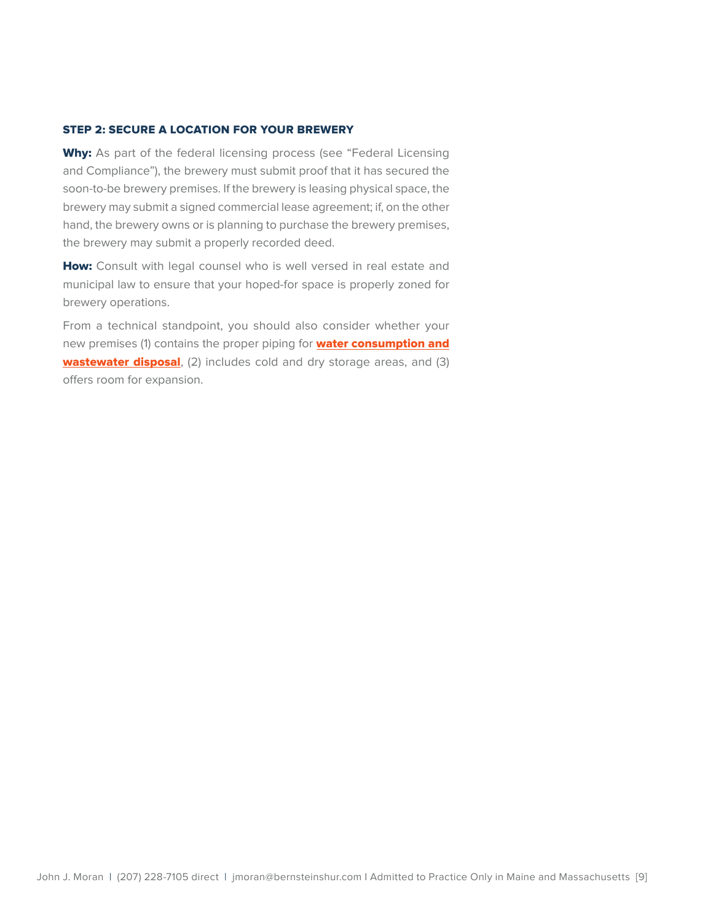### STEP 2: SECURE A LOCATION FOR YOUR BREWERY

**Why:** As part of the federal licensing process (see "Federal Licensing and Compliance"), the brewery must submit proof that it has secured the soon-to-be brewery premises. If the brewery is leasing physical space, the brewery may submit a signed commercial lease agreement; if, on the other hand, the brewery owns or is planning to purchase the brewery premises, the brewery may submit a properly recorded deed.

**How:** Consult with legal counsel who is well versed in real estate and municipal law to ensure that your hoped-for space is properly zoned for brewery operations.

From a technical standpoint, you should also consider whether your new premises (1) contains the proper piping for **water consumption and wastewater disposal**, (2) includes cold and dry storage areas, and (3) offers room for expansion.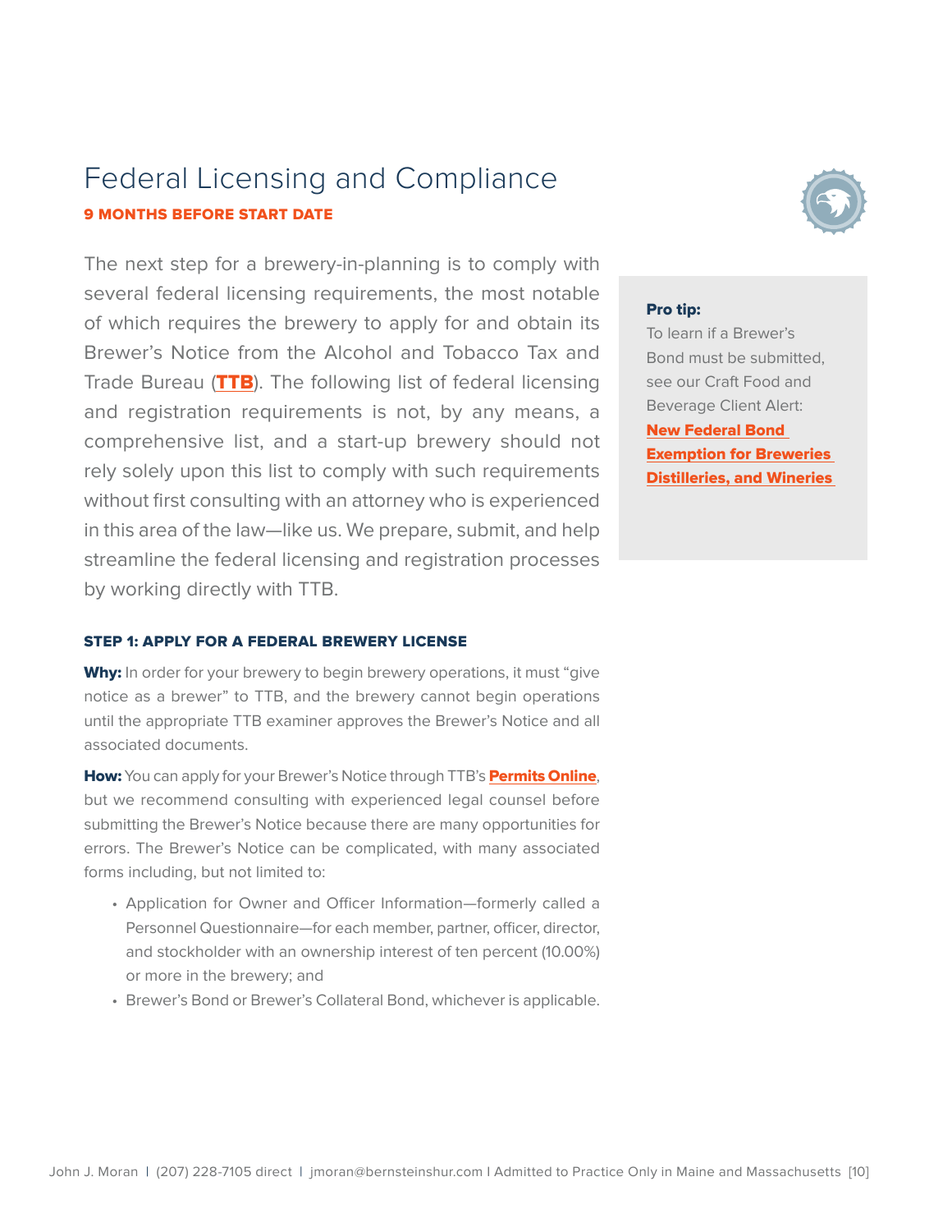# Federal Licensing and Compliance

**9 MONTHS BEFORE START DATE**

The next step for a brewery-in-planning is to comply with several federal licensing requirements, the most notable of which requires the brewery to apply for and obtain its Brewer's Notice from the Alcohol and Tobacco Tax and Trade Bureau (**TTB**). The following list of federal licensing and registration requirements is not, by any means, a comprehensive list, and a start-up brewery should not rely solely upon this list to comply with such requirements without first consulting with an attorney who is experienced in this area of the law—like us. We prepare, submit, and help streamline the federal licensing and registration processes by working directly with TTB.

**Pro tip:**
To learn if a Brewer's Bond must be submitted, see our Craft Food and Beverage Client Alert: **New Federal Bond Exemption for Breweries Distilleries, and Wineries**

### STEP 1: APPLY FOR A FEDERAL BREWERY LICENSE

**Why:** In order for your brewery to begin brewery operations, it must "give notice as a brewer" to TTB, and the brewery cannot begin operations until the appropriate TTB examiner approves the Brewer's Notice and all associated documents.

**How:** You can apply for your Brewer's Notice through TTB's **Permits Online**, but we recommend consulting with experienced legal counsel before submitting the Brewer's Notice because there are many opportunities for errors. The Brewer's Notice can be complicated, with many associated forms including, but not limited to:

- Application for Owner and Officer Information—formerly called a Personnel Questionnaire—for each member, partner, officer, director, and stockholder with an ownership interest of ten percent (10.00%) or more in the brewery; and
- Brewer's Bond or Brewer's Collateral Bond, whichever is applicable.

John J. Moran | (207) 228-7105 direct | jmoran@bernsteinshur.com | Admitted to Practice Only in Maine and Massachusetts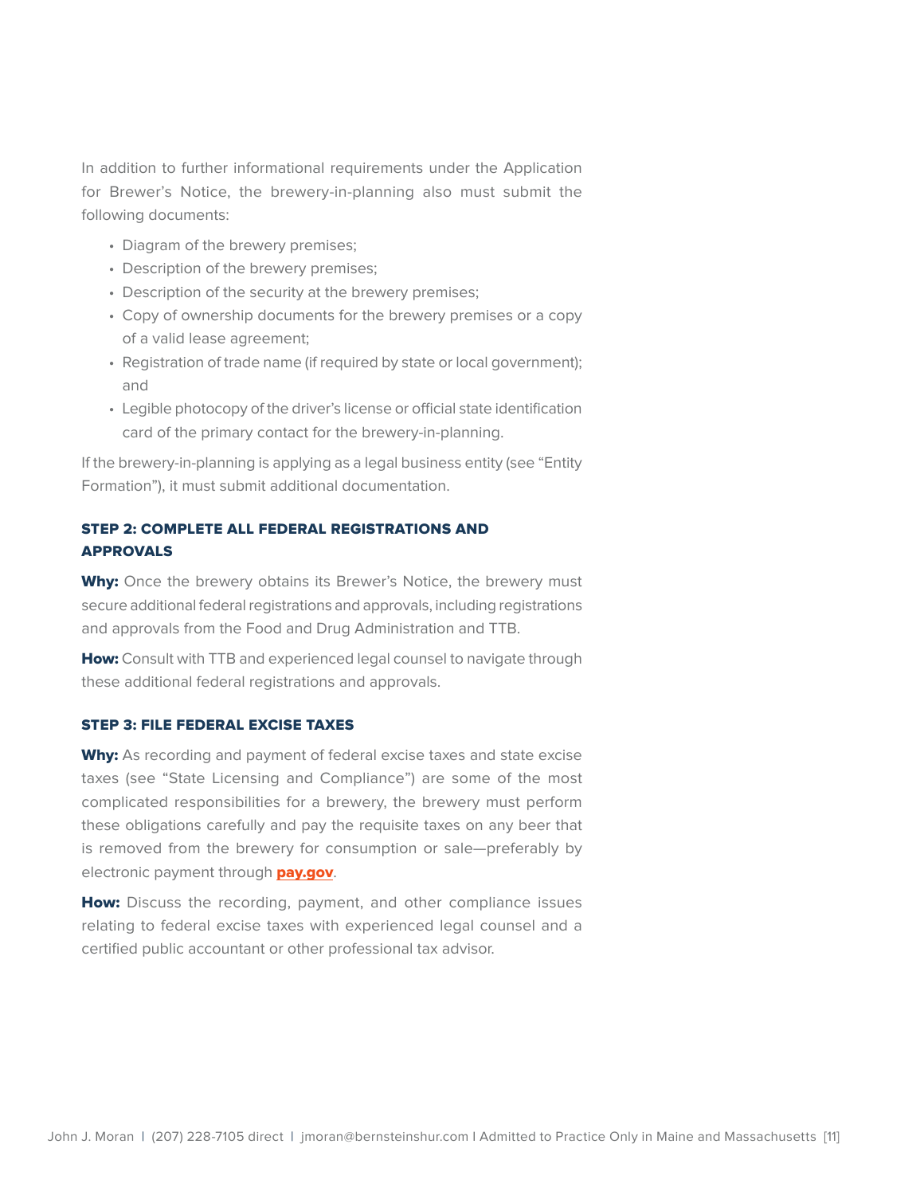In addition to further informational requirements under the Application for Brewer's Notice, the brewery-in-planning also must submit the following documents:

- Diagram of the brewery premises;
- Description of the brewery premises;
- Description of the security at the brewery premises;
- Copy of ownership documents for the brewery premises or a copy of a valid lease agreement;
- Registration of trade name (if required by state or local government); and
- Legible photocopy of the driver's license or official state identification card of the primary contact for the brewery-in-planning.

If the brewery-in-planning is applying as a legal business entity (see "Entity Formation"), it must submit additional documentation.

### STEP 2: COMPLETE ALL FEDERAL REGISTRATIONS AND APPROVALS

**Why:** Once the brewery obtains its Brewer's Notice, the brewery must secure additional federal registrations and approvals, including registrations and approvals from the Food and Drug Administration and TTB.

**How:** Consult with TTB and experienced legal counsel to navigate through these additional federal registrations and approvals.

### STEP 3: FILE FEDERAL EXCISE TAXES

**Why:** As recording and payment of federal excise taxes and state excise taxes (see "State Licensing and Compliance") are some of the most complicated responsibilities for a brewery, the brewery must perform these obligations carefully and pay the requisite taxes on any beer that is removed from the brewery for consumption or sale—preferably by electronic payment through **pay.gov**.

**How:** Discuss the recording, payment, and other compliance issues relating to federal excise taxes with experienced legal counsel and a certified public accountant or other professional tax advisor.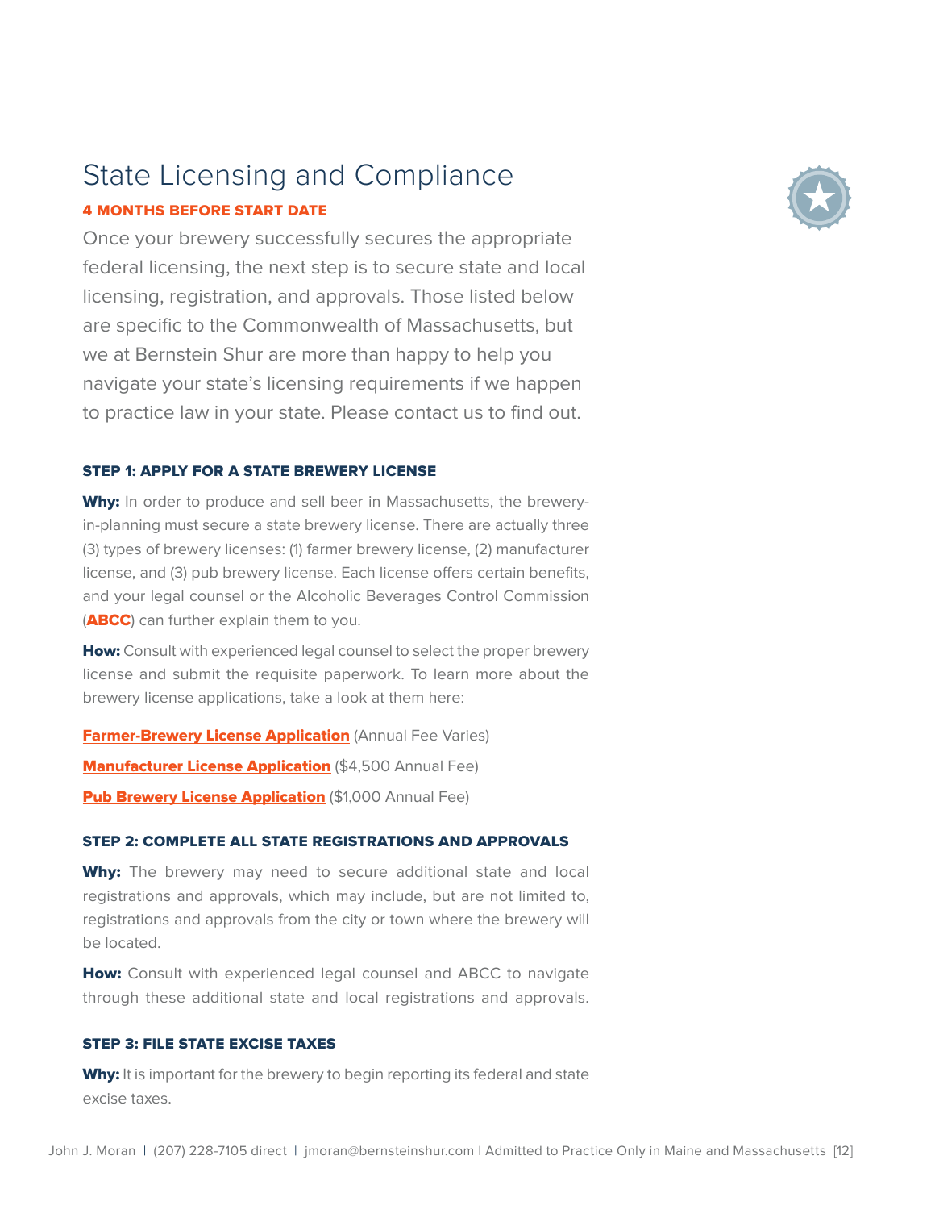# State Licensing and Compliance

**4 MONTHS BEFORE START DATE**

Once your brewery successfully secures the appropriate federal licensing, the next step is to secure state and local licensing, registration, and approvals. Those listed below are specific to the Commonwealth of Massachusetts, but we at Bernstein Shur are more than happy to help you navigate your state's licensing requirements if we happen to practice law in your state. Please contact us to find out.

### STEP 1: APPLY FOR A STATE BREWERY LICENSE

**Why:** In order to produce and sell beer in Massachusetts, the brewery-in-planning must secure a state brewery license. There are actually three (3) types of brewery licenses: (1) farmer brewery license, (2) manufacturer license, and (3) pub brewery license. Each license offers certain benefits, and your legal counsel or the Alcoholic Beverages Control Commission (**ABCC**) can further explain them to you.

**How:** Consult with experienced legal counsel to select the proper brewery license and submit the requisite paperwork. To learn more about the brewery license applications, take a look at them here:

**Farmer-Brewery License Application** (Annual Fee Varies)

**Manufacturer License Application** ($4,500 Annual Fee)

**Pub Brewery License Application** ($1,000 Annual Fee)

### STEP 2: COMPLETE ALL STATE REGISTRATIONS AND APPROVALS

**Why:** The brewery may need to secure additional state and local registrations and approvals, which may include, but are not limited to, registrations and approvals from the city or town where the brewery will be located.

**How:** Consult with experienced legal counsel and ABCC to navigate through these additional state and local registrations and approvals.

### STEP 3: FILE STATE EXCISE TAXES

**Why:** It is important for the brewery to begin reporting its federal and state excise taxes.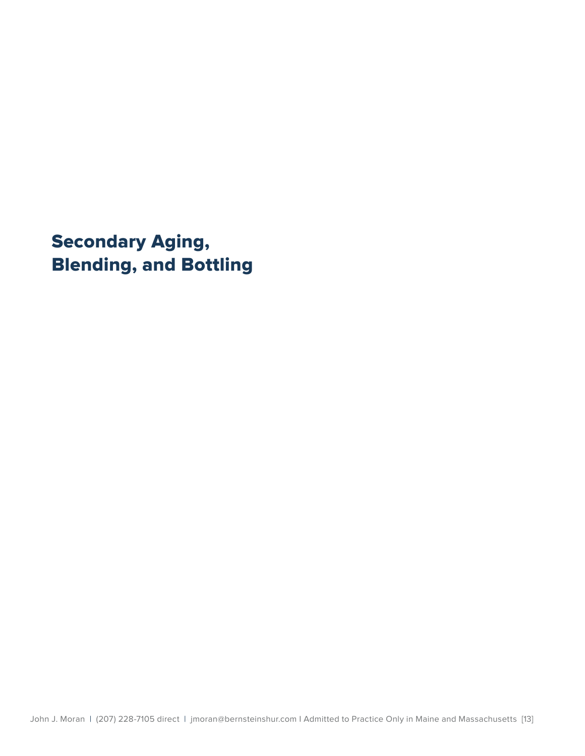# Secondary Aging, Blending, and Bottling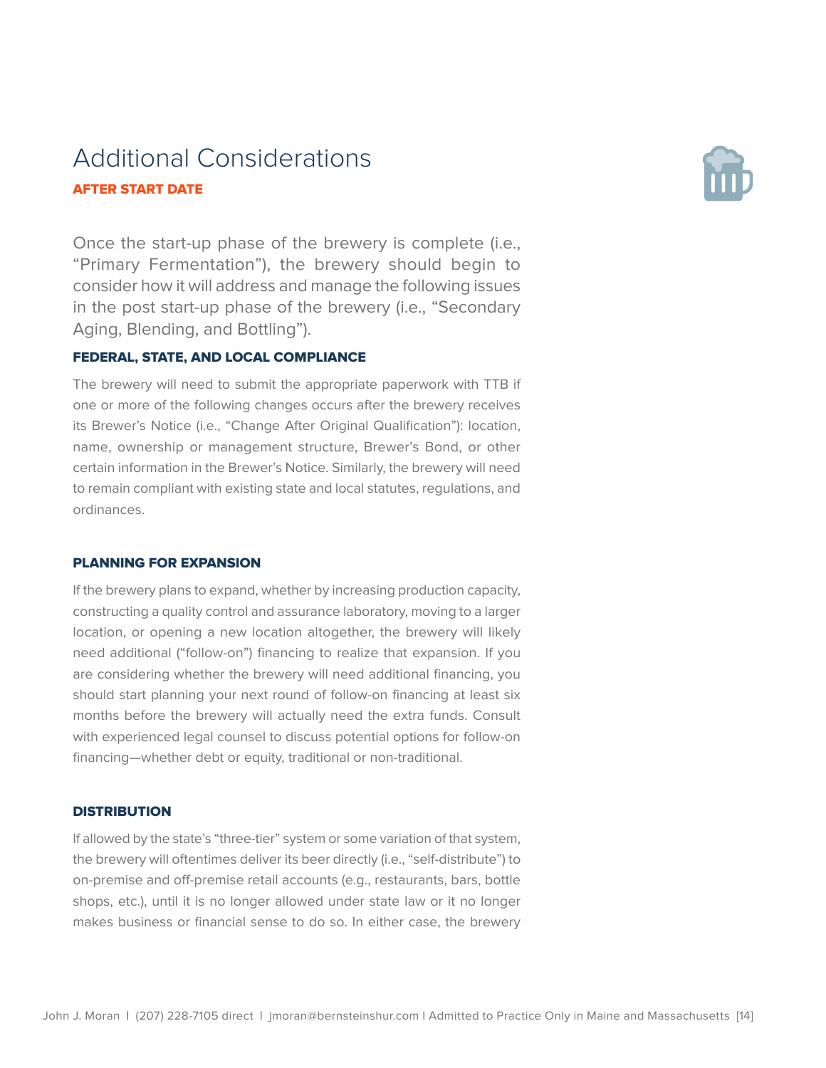# Additional Considerations

**AFTER START DATE**

Once the start-up phase of the brewery is complete (i.e., "Primary Fermentation"), the brewery should begin to consider how it will address and manage the following issues in the post start-up phase of the brewery (i.e., "Secondary Aging, Blending, and Bottling").

### FEDERAL, STATE, AND LOCAL COMPLIANCE

The brewery will need to submit the appropriate paperwork with TTB if one or more of the following changes occurs after the brewery receives its Brewer's Notice (i.e., "Change After Original Qualification"): location, name, ownership or management structure, Brewer's Bond, or other certain information in the Brewer's Notice. Similarly, the brewery will need to remain compliant with existing state and local statutes, regulations, and ordinances.

### PLANNING FOR EXPANSION

If the brewery plans to expand, whether by increasing production capacity, constructing a quality control and assurance laboratory, moving to a larger location, or opening a new location altogether, the brewery will likely need additional ("follow-on") financing to realize that expansion. If you are considering whether the brewery will need additional financing, you should start planning your next round of follow-on financing at least six months before the brewery will actually need the extra funds. Consult with experienced legal counsel to discuss potential options for follow-on financing—whether debt or equity, traditional or non-traditional.

### DISTRIBUTION

If allowed by the state's "three-tier" system or some variation of that system, the brewery will oftentimes deliver its beer directly (i.e., "self-distribute") to on-premise and off-premise retail accounts (e.g., restaurants, bars, bottle shops, etc.), until it is no longer allowed under state law or it no longer makes business or financial sense to do so. In either case, the brewery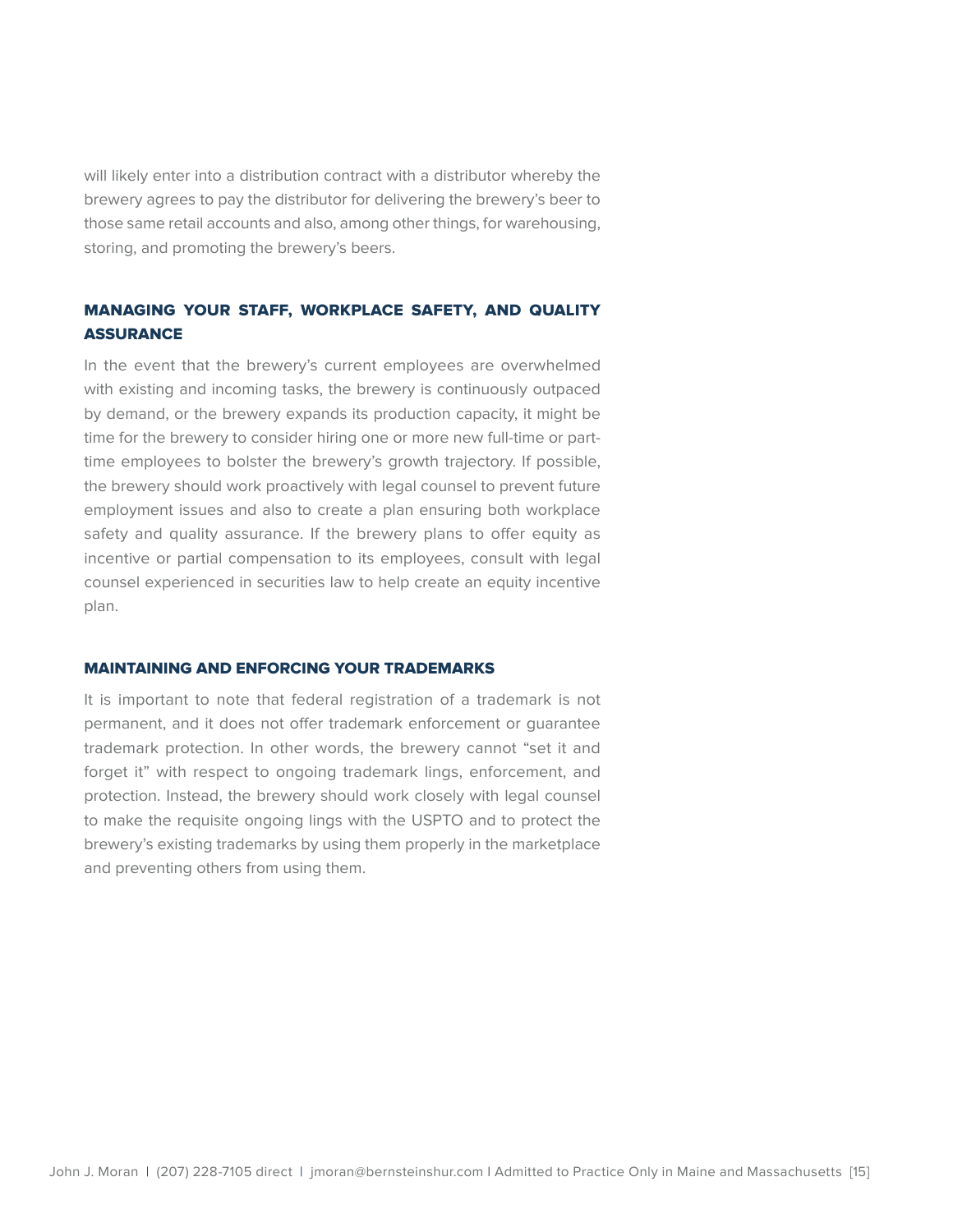will likely enter into a distribution contract with a distributor whereby the brewery agrees to pay the distributor for delivering the brewery's beer to those same retail accounts and also, among other things, for warehousing, storing, and promoting the brewery's beers.

## MANAGING YOUR STAFF, WORKPLACE SAFETY, AND QUALITY ASSURANCE

In the event that the brewery's current employees are overwhelmed with existing and incoming tasks, the brewery is continuously outpaced by demand, or the brewery expands its production capacity, it might be time for the brewery to consider hiring one or more new full-time or part-time employees to bolster the brewery's growth trajectory. If possible, the brewery should work proactively with legal counsel to prevent future employment issues and also to create a plan ensuring both workplace safety and quality assurance. If the brewery plans to offer equity as incentive or partial compensation to its employees, consult with legal counsel experienced in securities law to help create an equity incentive plan.

## MAINTAINING AND ENFORCING YOUR TRADEMARKS

It is important to note that federal registration of a trademark is not permanent, and it does not offer trademark enforcement or guarantee trademark protection. In other words, the brewery cannot "set it and forget it" with respect to ongoing trademark lings, enforcement, and protection. Instead, the brewery should work closely with legal counsel to make the requisite ongoing lings with the USPTO and to protect the brewery's existing trademarks by using them properly in the marketplace and preventing others from using them.